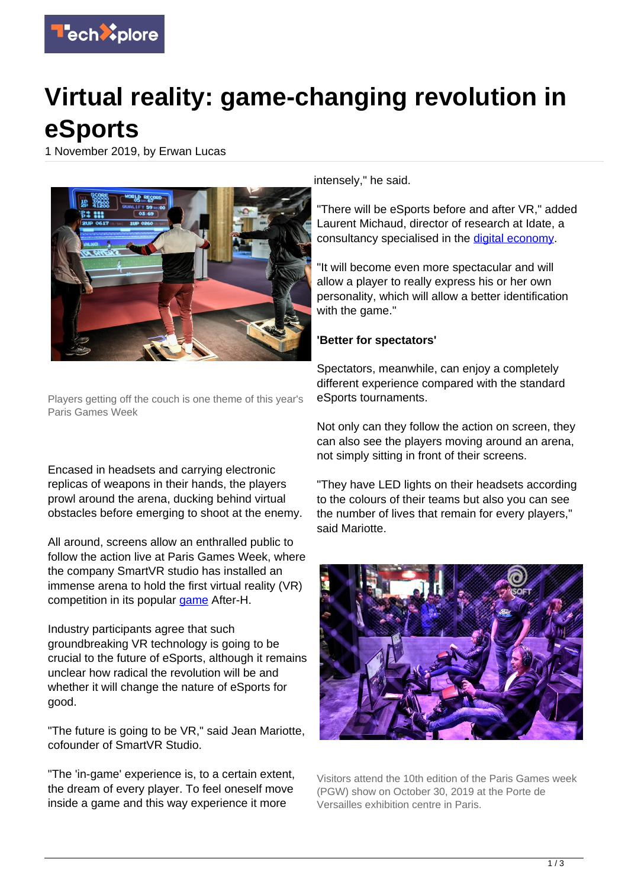# Virtual reality: game-changing revolution in eSports

1 November 2019, by Erwan Lucas

Players getting off the couch is one theme of this year's Paris Games Week

Encased in headsets and carrying electronic replicas of weapons in their hands, the players prowl around the arena, ducking behind virtual obstacles before emerging to shoot at the enemy.

All around, screens allow an enthralled public to follow the action live at Paris Games Week, where the company SmartVR studio has installed an immense arena to hold the first virtual reality (VR) competition in its popular game After-H.

Industry participants agree that such groundbreaking VR technology is going to be crucial to the future of eSports, although it remains unclear how radical the revolution will be and whether it will change the nature of eSports for good.

"The future is going to be VR," said Jean Mariotte, cofounder of SmartVR Studio.

"The 'in-game' experience is, to a certain extent, the dream of every player. To feel oneself move inside a game and this way experience it more intensely," he said.

"There will be eSports before and after VR," added Laurent Michaud, director of research at Idate, a consultancy specialised in the digital economy.

"It will become even more spectacular and will allow a player to really express his or her own personality, which will allow a better identification with the game."

**'Better for spectators'**

Spectators, meanwhile, can enjoy a completely different experience compared with the standard eSports tournaments.

Not only can they follow the action on screen, they can also see the players moving around an arena, not simply sitting in front of their screens.

"They have LED lights on their headsets according to the colours of their teams but also you can see the number of lives that remain for every players," said Mariotte.

Visitors attend the 10th edition of the Paris Games week (PGW) show on October 30, 2019 at the Porte de Versailles exhibition centre in Paris.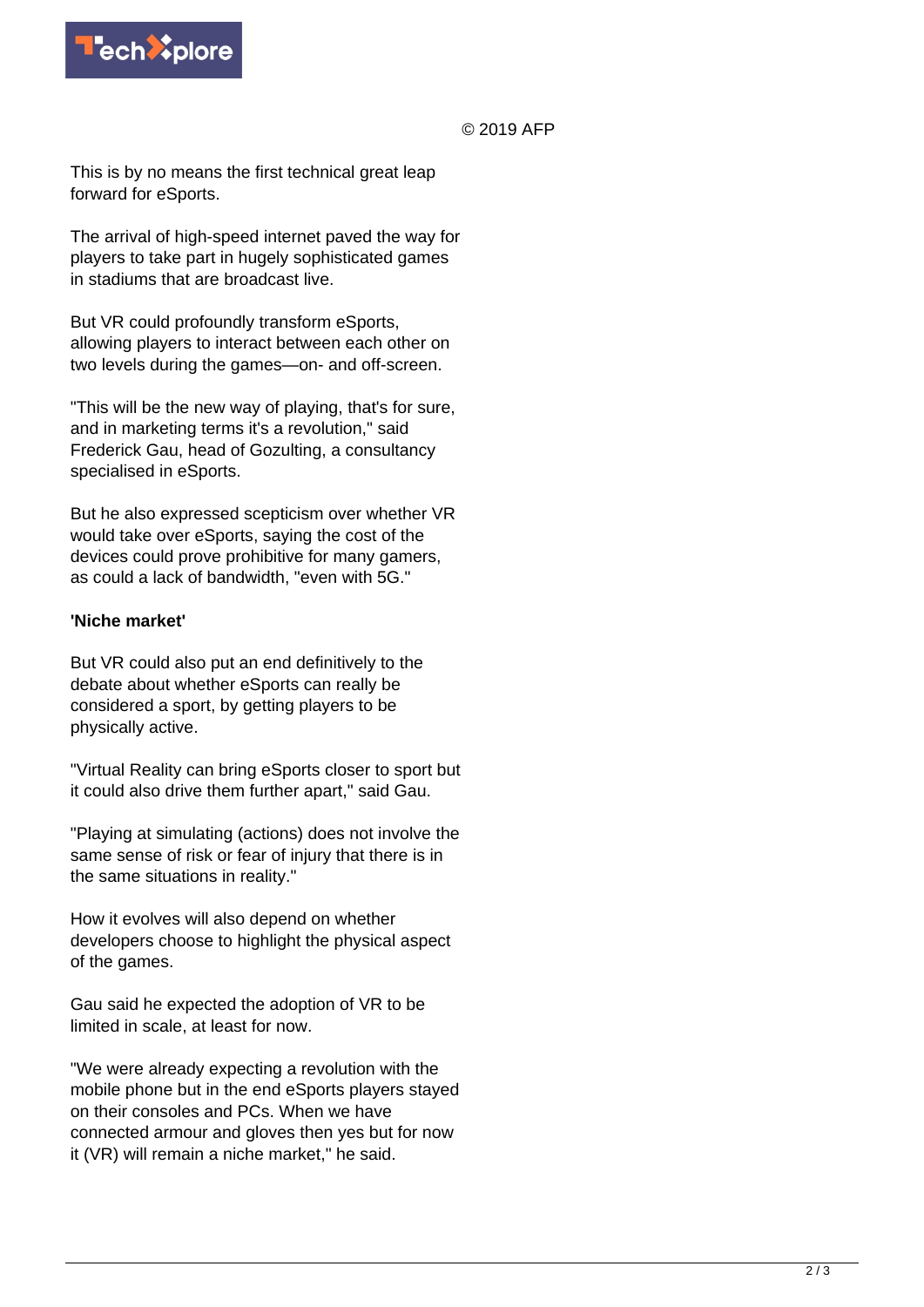© 2019 AFP

This is by no means the first technical great leap forward for eSports.

The arrival of high-speed internet paved the way for players to take part in hugely sophisticated games in stadiums that are broadcast live.

But VR could profoundly transform eSports, allowing players to interact between each other on two levels during the games—on- and off-screen.

"This will be the new way of playing, that's for sure, and in marketing terms it's a revolution," said Frederick Gau, head of Gozulting, a consultancy specialised in eSports.

But he also expressed scepticism over whether VR would take over eSports, saying the cost of the devices could prove prohibitive for many gamers, as could a lack of bandwidth, "even with 5G."

**'Niche market'**

But VR could also put an end definitively to the debate about whether eSports can really be considered a sport, by getting players to be physically active.

"Virtual Reality can bring eSports closer to sport but it could also drive them further apart," said Gau.

"Playing at simulating (actions) does not involve the same sense of risk or fear of injury that there is in the same situations in reality."

How it evolves will also depend on whether developers choose to highlight the physical aspect of the games.

Gau said he expected the adoption of VR to be limited in scale, at least for now.

"We were already expecting a revolution with the mobile phone but in the end eSports players stayed on their consoles and PCs. When we have connected armour and gloves then yes but for now it (VR) will remain a niche market," he said.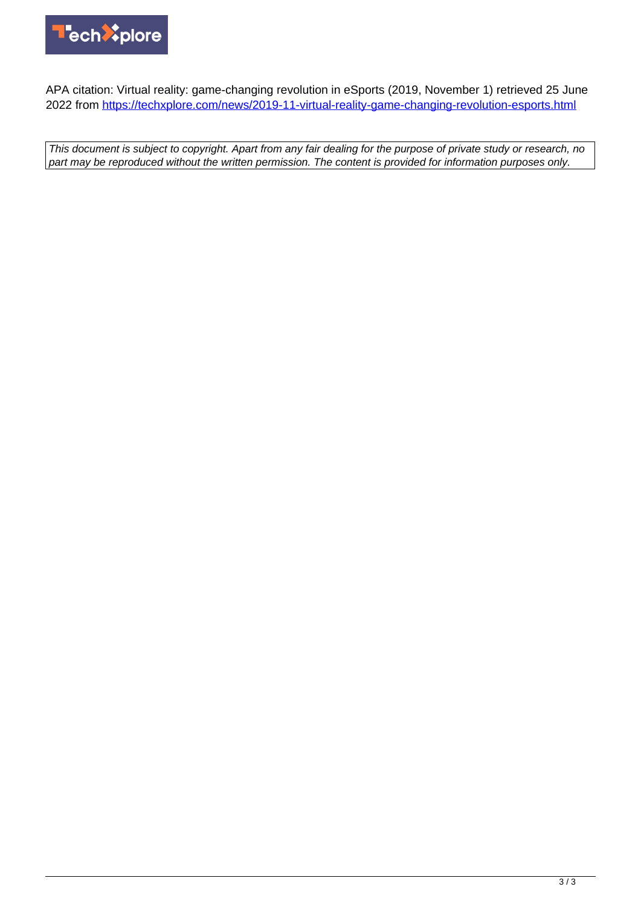APA citation: Virtual reality: game-changing revolution in eSports (2019, November 1) retrieved 25 June 2022 from https://techxplore.com/news/2019-11-virtual-reality-game-changing-revolution-esports.html

*This document is subject to copyright. Apart from any fair dealing for the purpose of private study or research, no part may be reproduced without the written permission. The content is provided for information purposes only.*